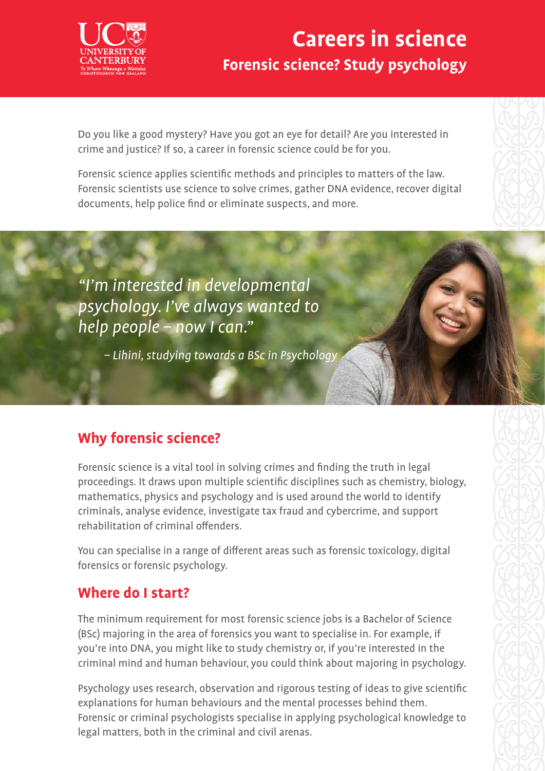# Careers in science

## Forensic science? Study psychology

Do you like a good mystery? Have you got an eye for detail? Are you interested in crime and justice? If so, a career in forensic science could be for you.

Forensic science applies scientific methods and principles to matters of the law. Forensic scientists use science to solve crimes, gather DNA evidence, recover digital documents, help police find or eliminate suspects, and more.

*"I'm interested in developmental psychology. I've always wanted to help people – now I can."*

*– Lihini, studying towards a BSc in Psychology*

## Why forensic science?

Forensic science is a vital tool in solving crimes and finding the truth in legal proceedings. It draws upon multiple scientific disciplines such as chemistry, biology, mathematics, physics and psychology and is used around the world to identify criminals, analyse evidence, investigate tax fraud and cybercrime, and support rehabilitation of criminal offenders.

You can specialise in a range of different areas such as forensic toxicology, digital forensics or forensic psychology.

## Where do I start?

The minimum requirement for most forensic science jobs is a Bachelor of Science (BSc) majoring in the area of forensics you want to specialise in. For example, if you're into DNA, you might like to study chemistry or, if you're interested in the criminal mind and human behaviour, you could think about majoring in psychology.

Psychology uses research, observation and rigorous testing of ideas to give scientific explanations for human behaviours and the mental processes behind them. Forensic or criminal psychologists specialise in applying psychological knowledge to legal matters, both in the criminal and civil arenas.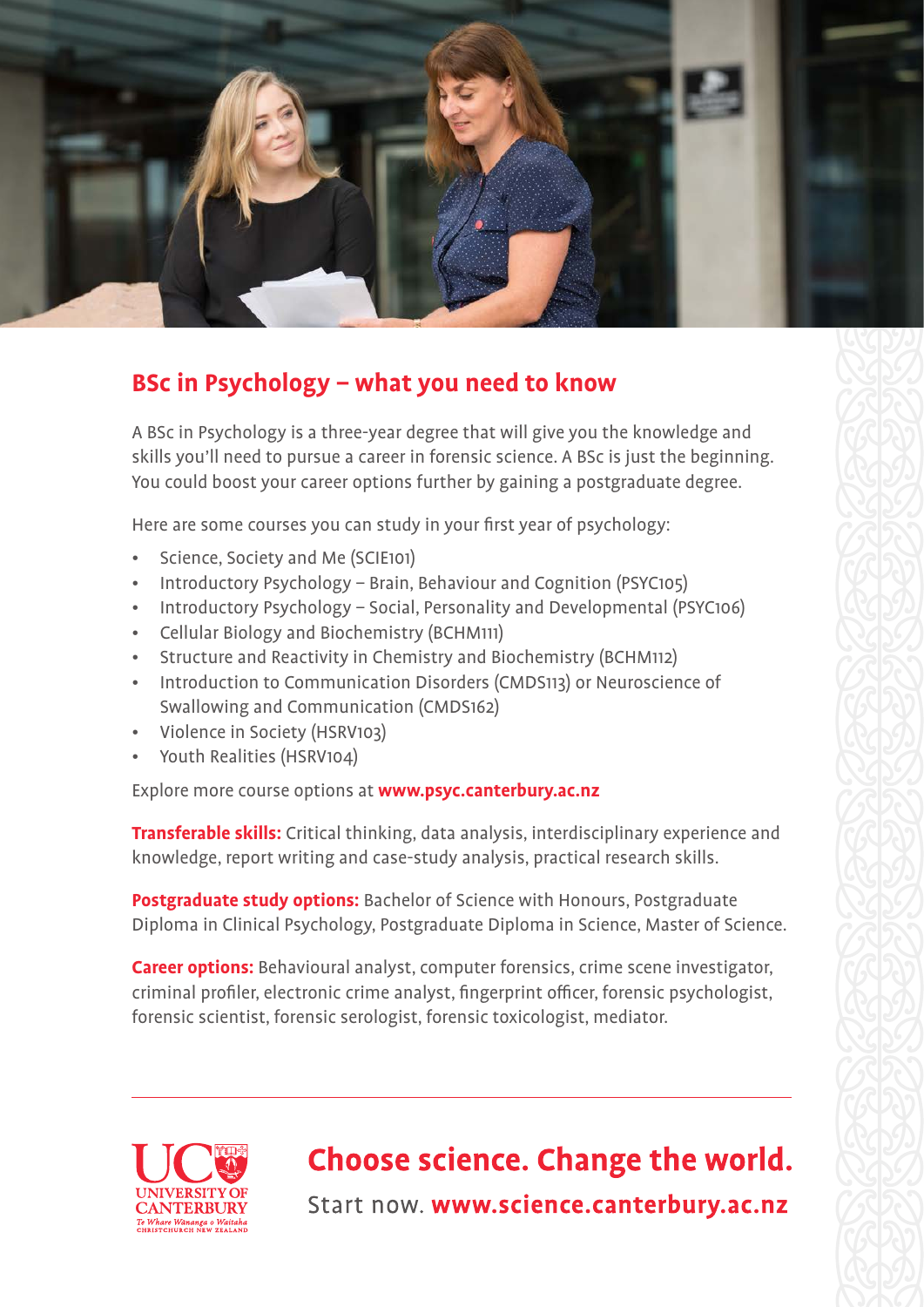## BSc in Psychology – what you need to know

A BSc in Psychology is a three-year degree that will give you the knowledge and skills you'll need to pursue a career in forensic science. A BSc is just the beginning. You could boost your career options further by gaining a postgraduate degree.

Here are some courses you can study in your first year of psychology:

- Science, Society and Me (SCIE101)
- Introductory Psychology – Brain, Behaviour and Cognition (PSYC105)
- Introductory Psychology – Social, Personality and Developmental (PSYC106)
- Cellular Biology and Biochemistry (BCHM111)
- Structure and Reactivity in Chemistry and Biochemistry (BCHM112)
- Introduction to Communication Disorders (CMDS113) or Neuroscience of Swallowing and Communication (CMDS162)
- Violence in Society (HSRV103)
- Youth Realities (HSRV104)

Explore more course options at **www.psyc.canterbury.ac.nz**

**Transferable skills:** Critical thinking, data analysis, interdisciplinary experience and knowledge, report writing and case-study analysis, practical research skills.

**Postgraduate study options:** Bachelor of Science with Honours, Postgraduate Diploma in Clinical Psychology, Postgraduate Diploma in Science, Master of Science.

**Career options:** Behavioural analyst, computer forensics, crime scene investigator, criminal profiler, electronic crime analyst, fingerprint officer, forensic psychologist, forensic scientist, forensic serologist, forensic toxicologist, mediator.

---

UC UNIVERSITY OF CANTERBURY
*Te Whare Wānanga o Waitaha*
CHRISTCHURCH NEW ZEALAND

**Choose science. Change the world.**

Start now. **www.science.canterbury.ac.nz**